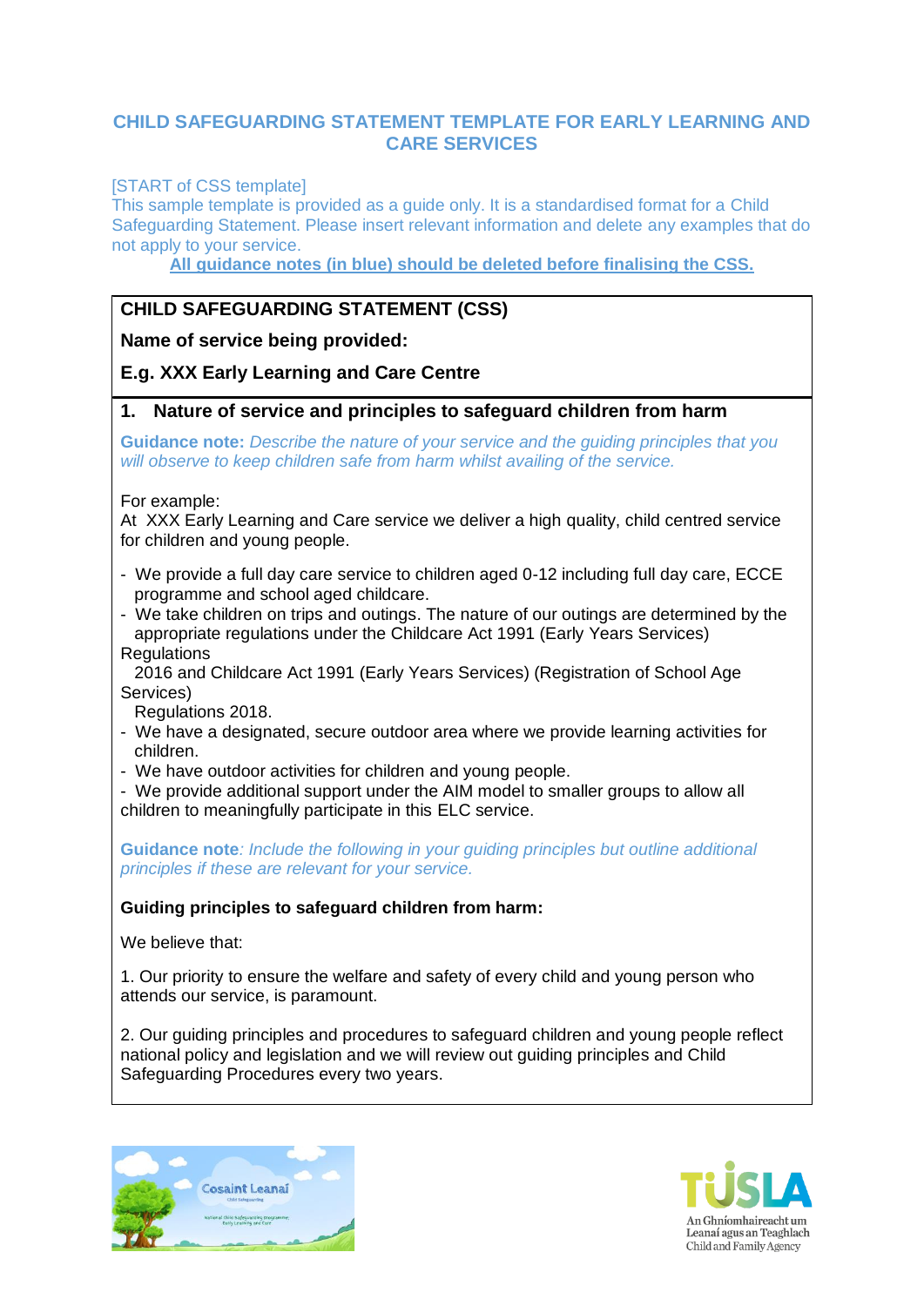# CHILD SAFEGUARDING STATEMENT TEMPLATE FOR EARLY LEARNING AND CARE SERVICES

[START of CSS template]
This sample template is provided as a guide only. It is a standardised format for a Child Safeguarding Statement. Please insert relevant information and delete any examples that do not apply to your service.

**All guidance notes (in blue) should be deleted before finalising the CSS.**

## CHILD SAFEGUARDING STATEMENT (CSS)

**Name of service being provided:**

**E.g. XXX Early Learning and Care Centre**

## 1. Nature of service and principles to safeguard children from harm

**Guidance note:** *Describe the nature of your service and the guiding principles that you will observe to keep children safe from harm whilst availing of the service.*

For example:
At XXX Early Learning and Care service we deliver a high quality, child centred service for children and young people.

- We provide a full day care service to children aged 0-12 including full day care, ECCE programme and school aged childcare.
- We take children on trips and outings. The nature of our outings are determined by the appropriate regulations under the Childcare Act 1991 (Early Years Services) Regulations 2016 and Childcare Act 1991 (Early Years Services) (Registration of School Age Services) Regulations 2018.
- We have a designated, secure outdoor area where we provide learning activities for children.
- We have outdoor activities for children and young people.
- We provide additional support under the AIM model to smaller groups to allow all children to meaningfully participate in this ELC service.

**Guidance note***: Include the following in your guiding principles but outline additional principles if these are relevant for your service.*

**Guiding principles to safeguard children from harm:**

We believe that:

1. Our priority to ensure the welfare and safety of every child and young person who attends our service, is paramount.

2. Our guiding principles and procedures to safeguard children and young people reflect national policy and legislation and we will review out guiding principles and Child Safeguarding Procedures every two years.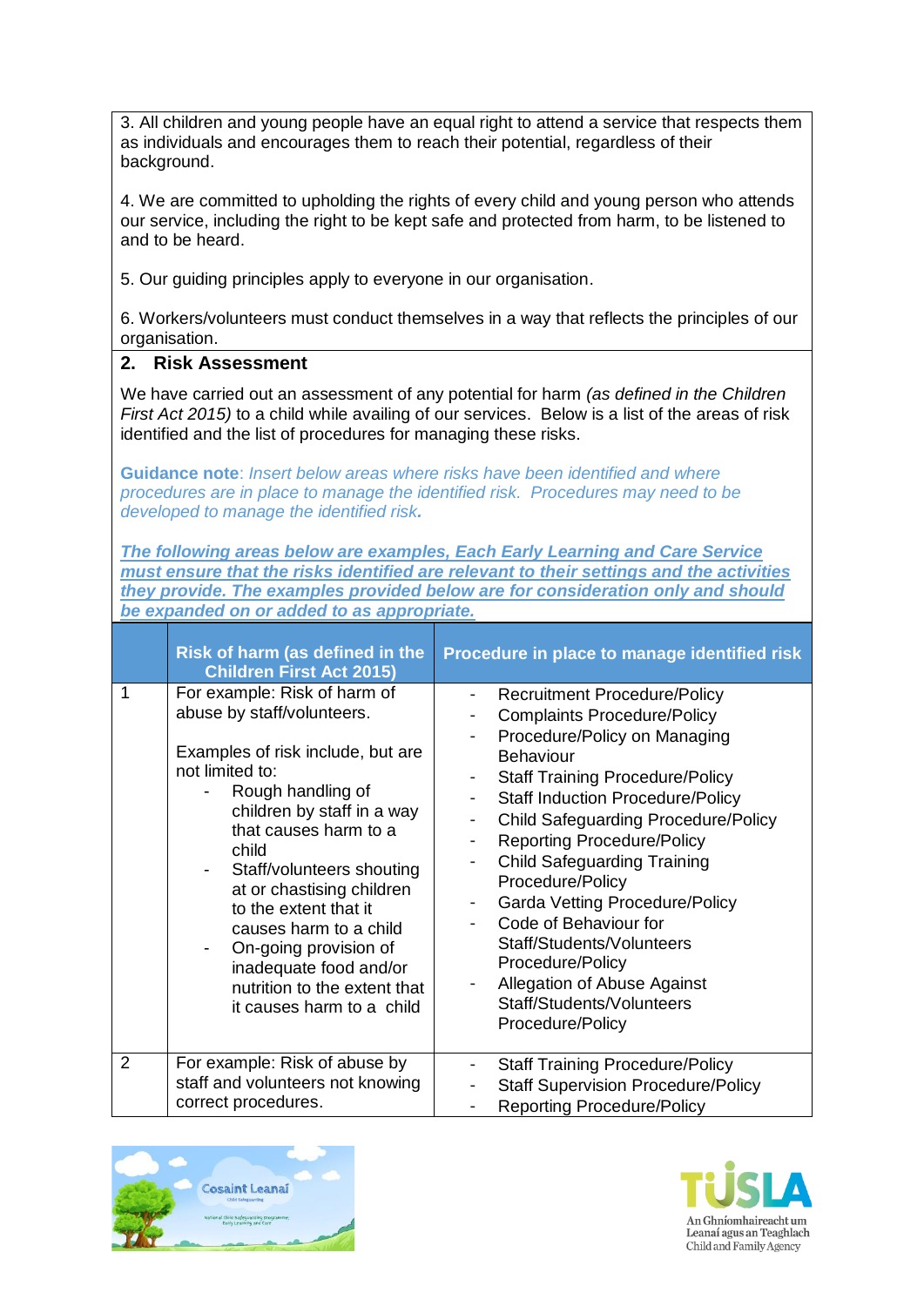3. All children and young people have an equal right to attend a service that respects them as individuals and encourages them to reach their potential, regardless of their background.

4. We are committed to upholding the rights of every child and young person who attends our service, including the right to be kept safe and protected from harm, to be listened to and to be heard.

5. Our guiding principles apply to everyone in our organisation.

6. Workers/volunteers must conduct themselves in a way that reflects the principles of our organisation.

## 2. Risk Assessment

We have carried out an assessment of any potential for harm *(as defined in the Children First Act 2015)* to a child while availing of our services. Below is a list of the areas of risk identified and the list of procedures for managing these risks.

**Guidance note**: *Insert below areas where risks have been identified and where procedures are in place to manage the identified risk. Procedures may need to be developed to manage the identified risk.*

***The following areas below are examples, Each Early Learning and Care Service must ensure that the risks identified are relevant to their settings and the activities they provide. The examples provided below are for consideration only and should be expanded on or added to as appropriate.***

| | Risk of harm (as defined in the Children First Act 2015) | Procedure in place to manage identified risk |
|---|---|---|
| 1 | For example: Risk of harm of abuse by staff/volunteers.<br><br>Examples of risk include, but are not limited to:<br>- Rough handling of children by staff in a way that causes harm to a child<br>- Staff/volunteers shouting at or chastising children to the extent that it causes harm to a child<br>- On-going provision of inadequate food and/or nutrition to the extent that it causes harm to a child | - Recruitment Procedure/Policy<br>- Complaints Procedure/Policy<br>- Procedure/Policy on Managing Behaviour<br>- Staff Training Procedure/Policy<br>- Staff Induction Procedure/Policy<br>- Child Safeguarding Procedure/Policy<br>- Reporting Procedure/Policy<br>- Child Safeguarding Training Procedure/Policy<br>- Garda Vetting Procedure/Policy<br>- Code of Behaviour for Staff/Students/Volunteers Procedure/Policy<br>- Allegation of Abuse Against Staff/Students/Volunteers Procedure/Policy |
| 2 | For example: Risk of abuse by staff and volunteers not knowing correct procedures. | - Staff Training Procedure/Policy<br>- Staff Supervision Procedure/Policy<br>- Reporting Procedure/Policy |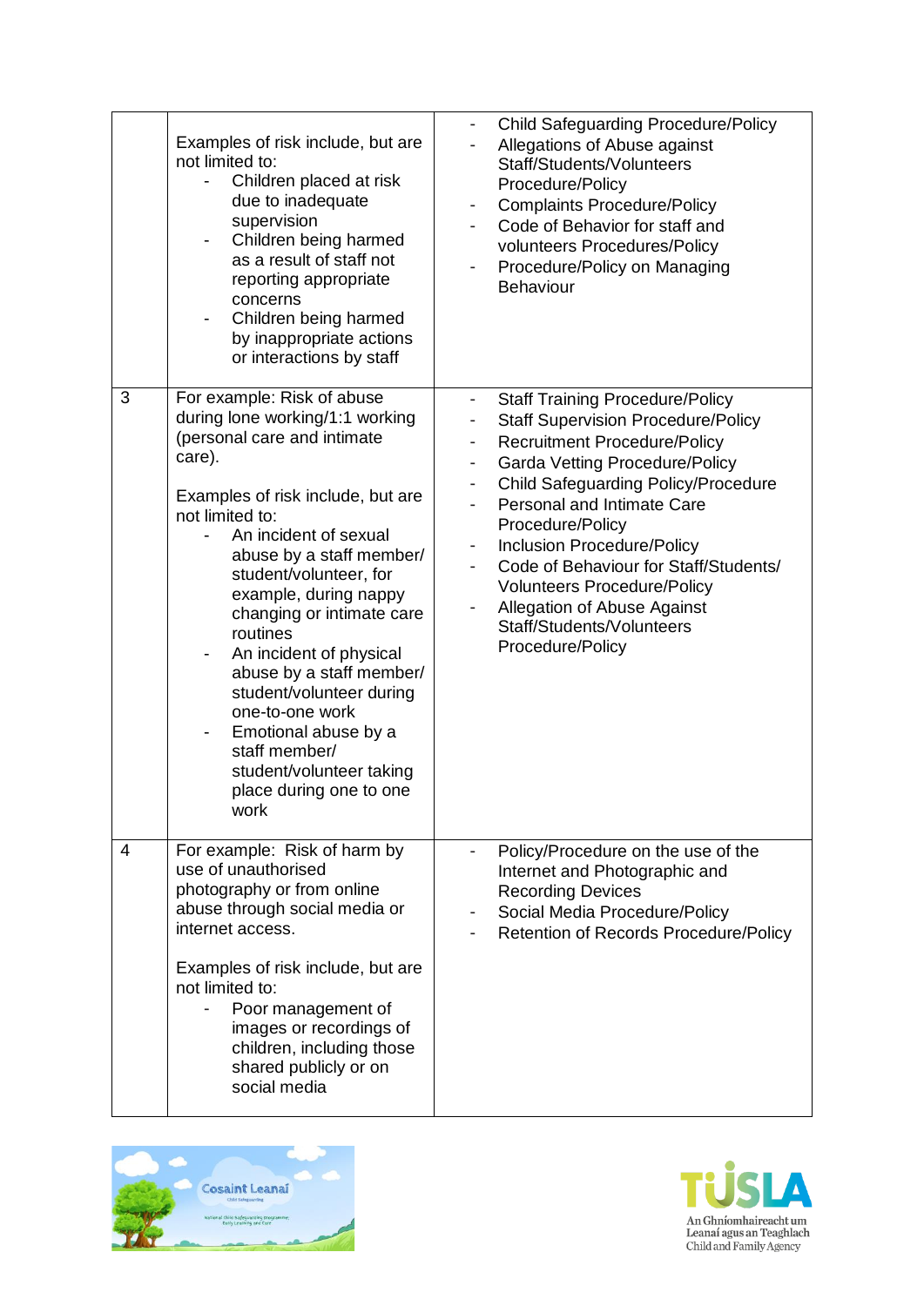| | | |
|---|---|---|
| | Examples of risk include, but are not limited to:<br>- Children placed at risk due to inadequate supervision<br>- Children being harmed as a result of staff not reporting appropriate concerns<br>- Children being harmed by inappropriate actions or interactions by staff | - Child Safeguarding Procedure/Policy<br>- Allegations of Abuse against Staff/Students/Volunteers Procedure/Policy<br>- Complaints Procedure/Policy<br>- Code of Behavior for staff and volunteers Procedures/Policy<br>- Procedure/Policy on Managing Behaviour |
| 3 | For example: Risk of abuse during lone working/1:1 working (personal care and intimate care).<br><br>Examples of risk include, but are not limited to:<br>- An incident of sexual abuse by a staff member/ student/volunteer, for example, during nappy changing or intimate care routines<br>- An incident of physical abuse by a staff member/ student/volunteer during one-to-one work<br>- Emotional abuse by a staff member/ student/volunteer taking place during one to one work | - Staff Training Procedure/Policy<br>- Staff Supervision Procedure/Policy<br>- Recruitment Procedure/Policy<br>- Garda Vetting Procedure/Policy<br>- Child Safeguarding Policy/Procedure<br>- Personal and Intimate Care Procedure/Policy<br>- Inclusion Procedure/Policy<br>- Code of Behaviour for Staff/Students/ Volunteers Procedure/Policy<br>- Allegation of Abuse Against Staff/Students/Volunteers Procedure/Policy |
| 4 | For example: Risk of harm by use of unauthorised photography or from online abuse through social media or internet access.<br><br>Examples of risk include, but are not limited to:<br>- Poor management of images or recordings of children, including those shared publicly or on social media | - Policy/Procedure on the use of the Internet and Photographic and Recording Devices<br>- Social Media Procedure/Policy<br>- Retention of Records Procedure/Policy |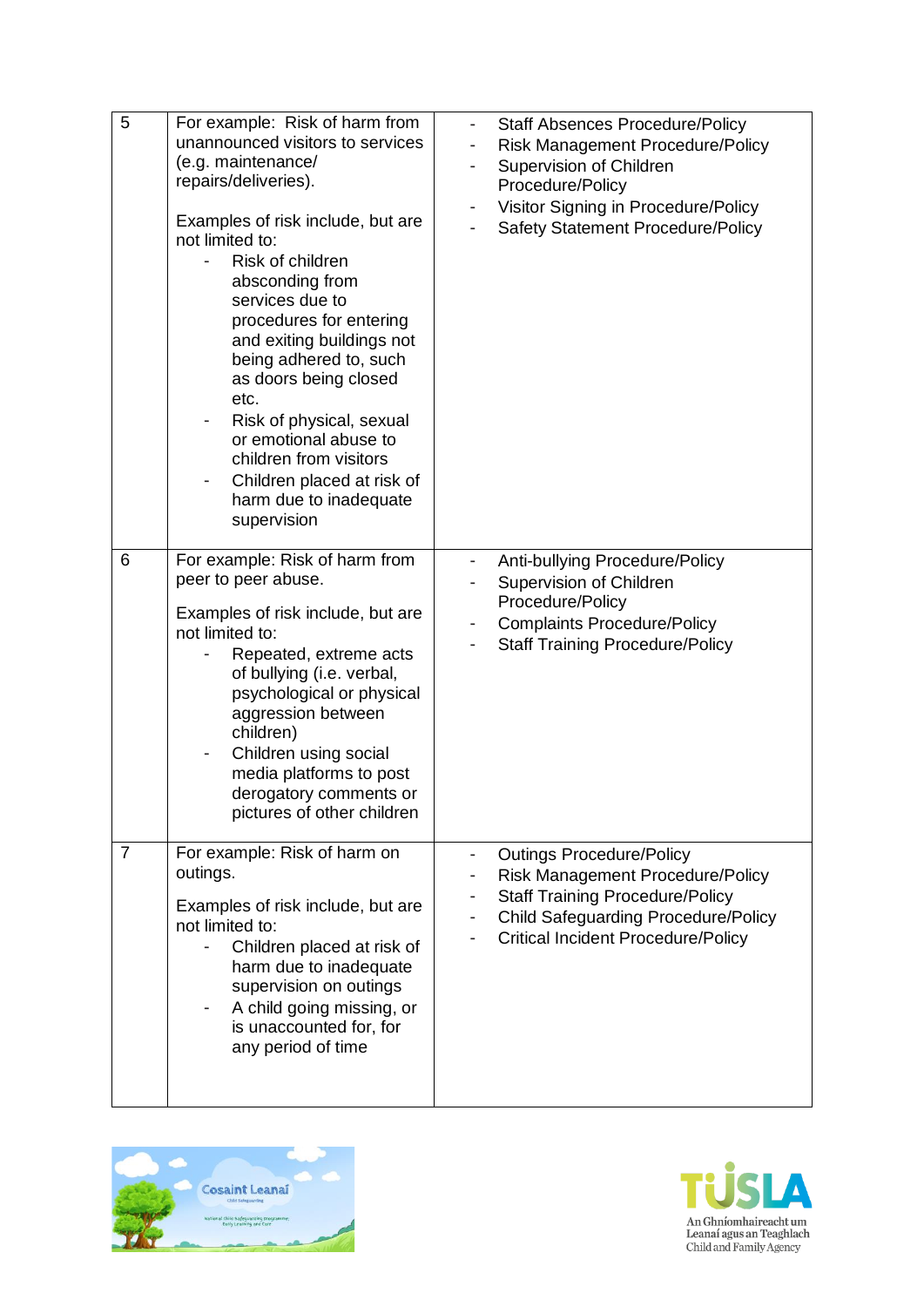| | | |
|---|---|---|
| 5 | For example: Risk of harm from unannounced visitors to services (e.g. maintenance/ repairs/deliveries).<br><br>Examples of risk include, but are not limited to:<br>- Risk of children absconding from services due to procedures for entering and exiting buildings not being adhered to, such as doors being closed etc.<br>- Risk of physical, sexual or emotional abuse to children from visitors<br>- Children placed at risk of harm due to inadequate supervision | - Staff Absences Procedure/Policy<br>- Risk Management Procedure/Policy<br>- Supervision of Children Procedure/Policy<br>- Visitor Signing in Procedure/Policy<br>- Safety Statement Procedure/Policy |
| 6 | For example: Risk of harm from peer to peer abuse.<br><br>Examples of risk include, but are not limited to:<br>- Repeated, extreme acts of bullying (i.e. verbal, psychological or physical aggression between children)<br>- Children using social media platforms to post derogatory comments or pictures of other children | - Anti-bullying Procedure/Policy<br>- Supervision of Children Procedure/Policy<br>- Complaints Procedure/Policy<br>- Staff Training Procedure/Policy |
| 7 | For example: Risk of harm on outings.<br><br>Examples of risk include, but are not limited to:<br>- Children placed at risk of harm due to inadequate supervision on outings<br>- A child going missing, or is unaccounted for, for any period of time | - Outings Procedure/Policy<br>- Risk Management Procedure/Policy<br>- Staff Training Procedure/Policy<br>- Child Safeguarding Procedure/Policy<br>- Critical Incident Procedure/Policy |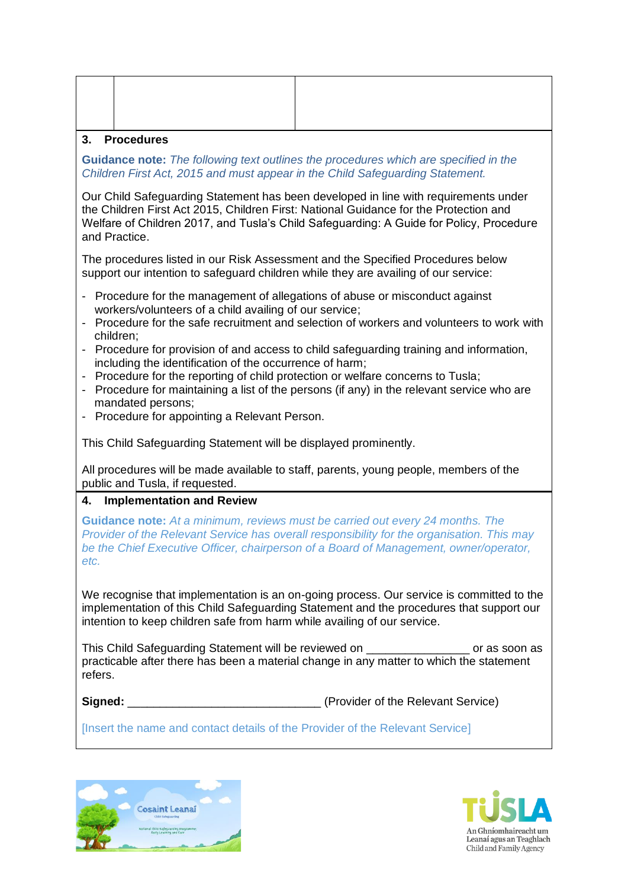| | | |
|---|---|---|
| | | |

## 3. Procedures

**Guidance note:** *The following text outlines the procedures which are specified in the Children First Act, 2015 and must appear in the Child Safeguarding Statement.*

Our Child Safeguarding Statement has been developed in line with requirements under the Children First Act 2015, Children First: National Guidance for the Protection and Welfare of Children 2017, and Tusla's Child Safeguarding: A Guide for Policy, Procedure and Practice.

The procedures listed in our Risk Assessment and the Specified Procedures below support our intention to safeguard children while they are availing of our service:

- Procedure for the management of allegations of abuse or misconduct against workers/volunteers of a child availing of our service;
- Procedure for the safe recruitment and selection of workers and volunteers to work with children;
- Procedure for provision of and access to child safeguarding training and information, including the identification of the occurrence of harm;
- Procedure for the reporting of child protection or welfare concerns to Tusla;
- Procedure for maintaining a list of the persons (if any) in the relevant service who are mandated persons;
- Procedure for appointing a Relevant Person.

This Child Safeguarding Statement will be displayed prominently.

All procedures will be made available to staff, parents, young people, members of the public and Tusla, if requested.

## 4. Implementation and Review

**Guidance note:** *At a minimum, reviews must be carried out every 24 months. The Provider of the Relevant Service has overall responsibility for the organisation. This may be the Chief Executive Officer, chairperson of a Board of Management, owner/operator, etc.*

We recognise that implementation is an on-going process. Our service is committed to the implementation of this Child Safeguarding Statement and the procedures that support our intention to keep children safe from harm while availing of our service.

This Child Safeguarding Statement will be reviewed on ________________ or as soon as practicable after there has been a material change in any matter to which the statement refers.

**Signed:** ______________________________ (Provider of the Relevant Service)

[Insert the name and contact details of the Provider of the Relevant Service]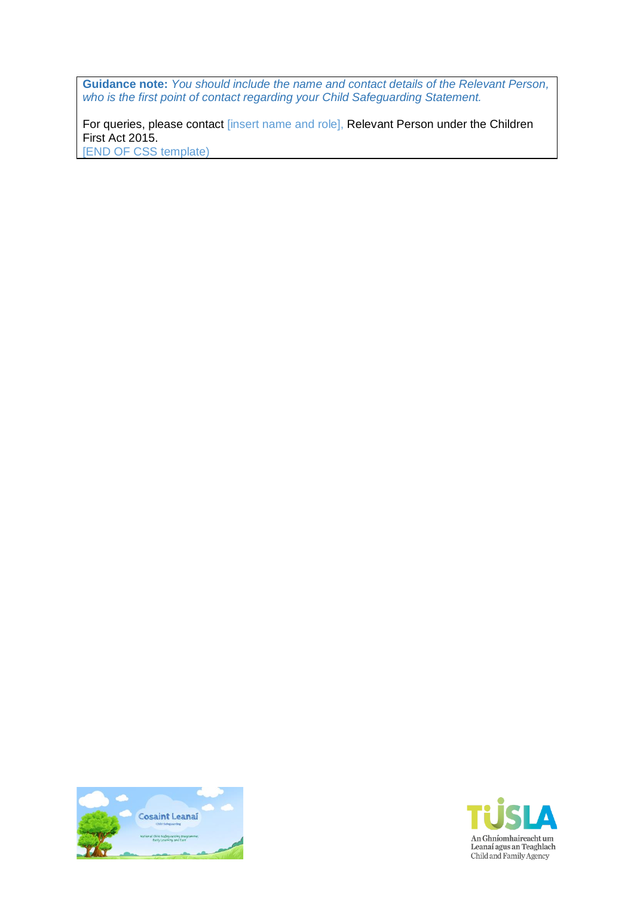**Guidance note:** *You should include the name and contact details of the Relevant Person, who is the first point of contact regarding your Child Safeguarding Statement.*

For queries, please contact [insert name and role], Relevant Person under the Children First Act 2015.

[END OF CSS template)